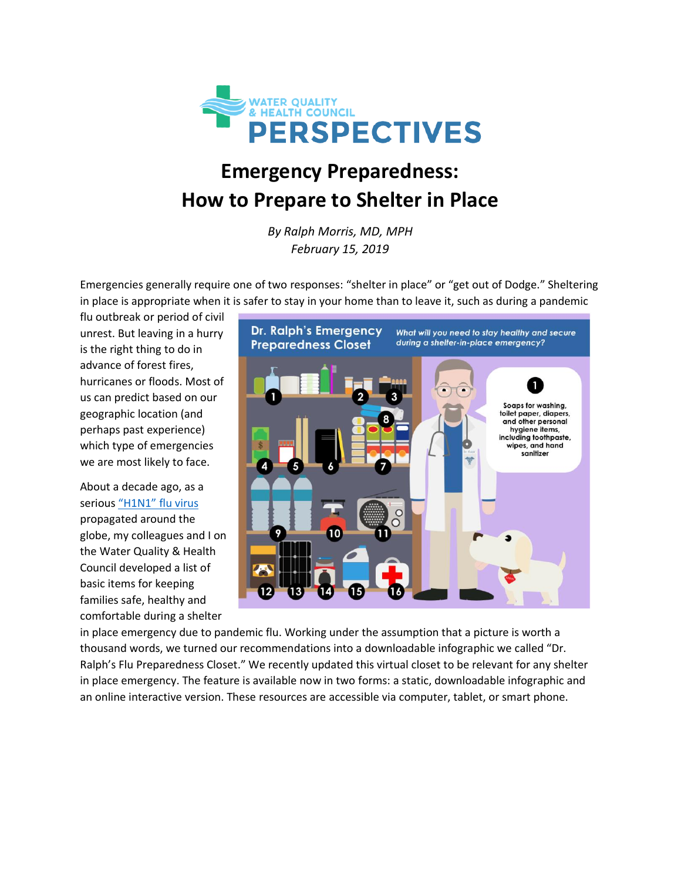# Emergency Preparedness: How to Prepare to Shelter in Place

*By Ralph Morris, MD, MPH*
*February 15, 2019*

Emergencies generally require one of two responses: "shelter in place" or "get out of Dodge." Sheltering in place is appropriate when it is safer to stay in your home than to leave it, such as during a pandemic flu outbreak or period of civil unrest. But leaving in a hurry is the right thing to do in advance of forest fires, hurricanes or floods. Most of us can predict based on our geographic location (and perhaps past experience) which type of emergencies we are most likely to face.

About a decade ago, as a serious "H1N1" flu virus propagated around the globe, my colleagues and I on the Water Quality & Health Council developed a list of basic items for keeping families safe, healthy and comfortable during a shelter in place emergency due to pandemic flu. Working under the assumption that a picture is worth a thousand words, we turned our recommendations into a downloadable infographic we called "Dr. Ralph's Flu Preparedness Closet." We recently updated this virtual closet to be relevant for any shelter in place emergency. The feature is available now in two forms: a static, downloadable infographic and an online interactive version. These resources are accessible via computer, tablet, or smart phone.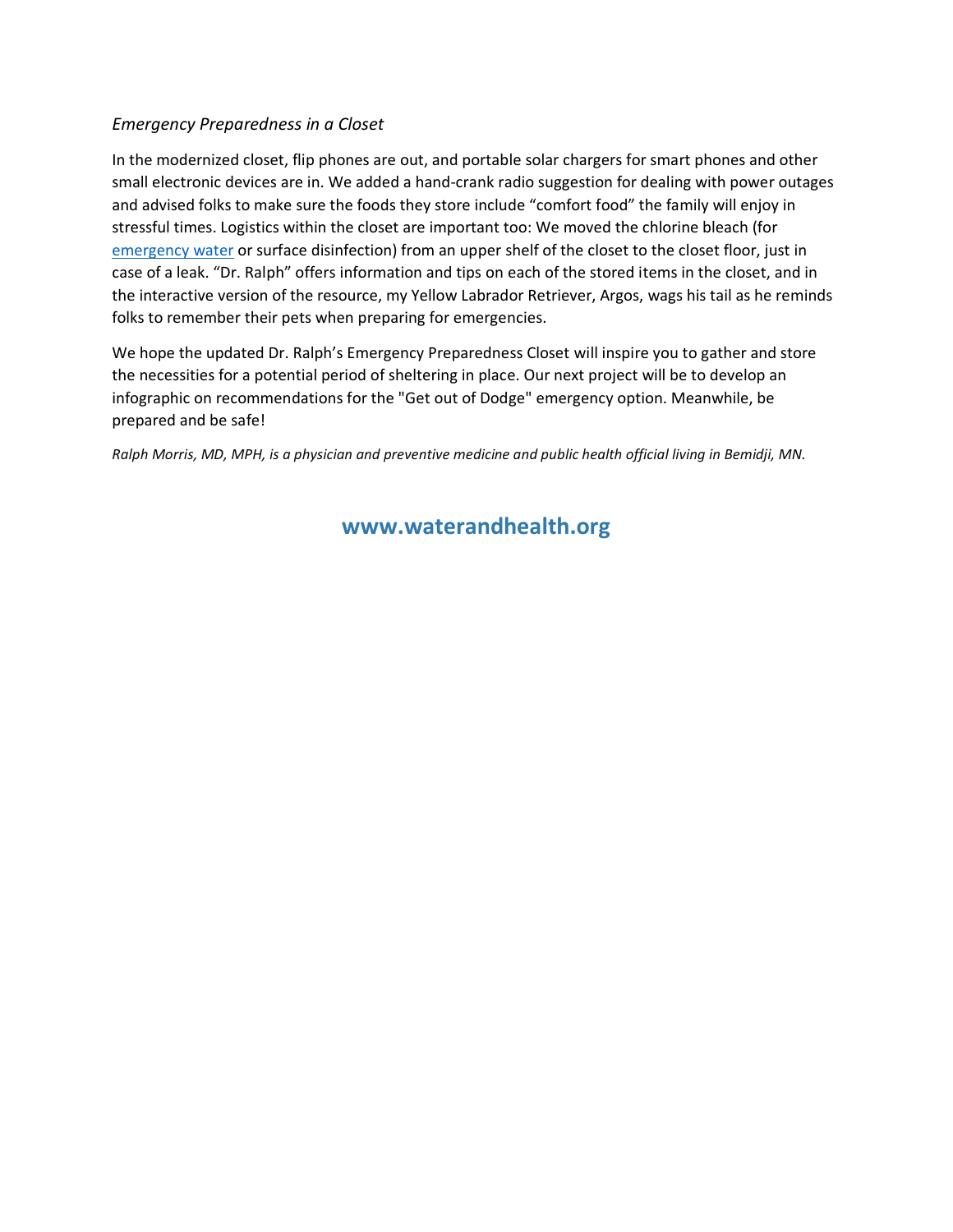*Emergency Preparedness in a Closet*

In the modernized closet, flip phones are out, and portable solar chargers for smart phones and other small electronic devices are in. We added a hand-crank radio suggestion for dealing with power outages and advised folks to make sure the foods they store include "comfort food" the family will enjoy in stressful times. Logistics within the closet are important too: We moved the chlorine bleach (for emergency water or surface disinfection) from an upper shelf of the closet to the closet floor, just in case of a leak. "Dr. Ralph" offers information and tips on each of the stored items in the closet, and in the interactive version of the resource, my Yellow Labrador Retriever, Argos, wags his tail as he reminds folks to remember their pets when preparing for emergencies.

We hope the updated Dr. Ralph's Emergency Preparedness Closet will inspire you to gather and store the necessities for a potential period of sheltering in place. Our next project will be to develop an infographic on recommendations for the "Get out of Dodge" emergency option. Meanwhile, be prepared and be safe!

*Ralph Morris, MD, MPH, is a physician and preventive medicine and public health official living in Bemidji, MN.*

**www.waterandhealth.org**